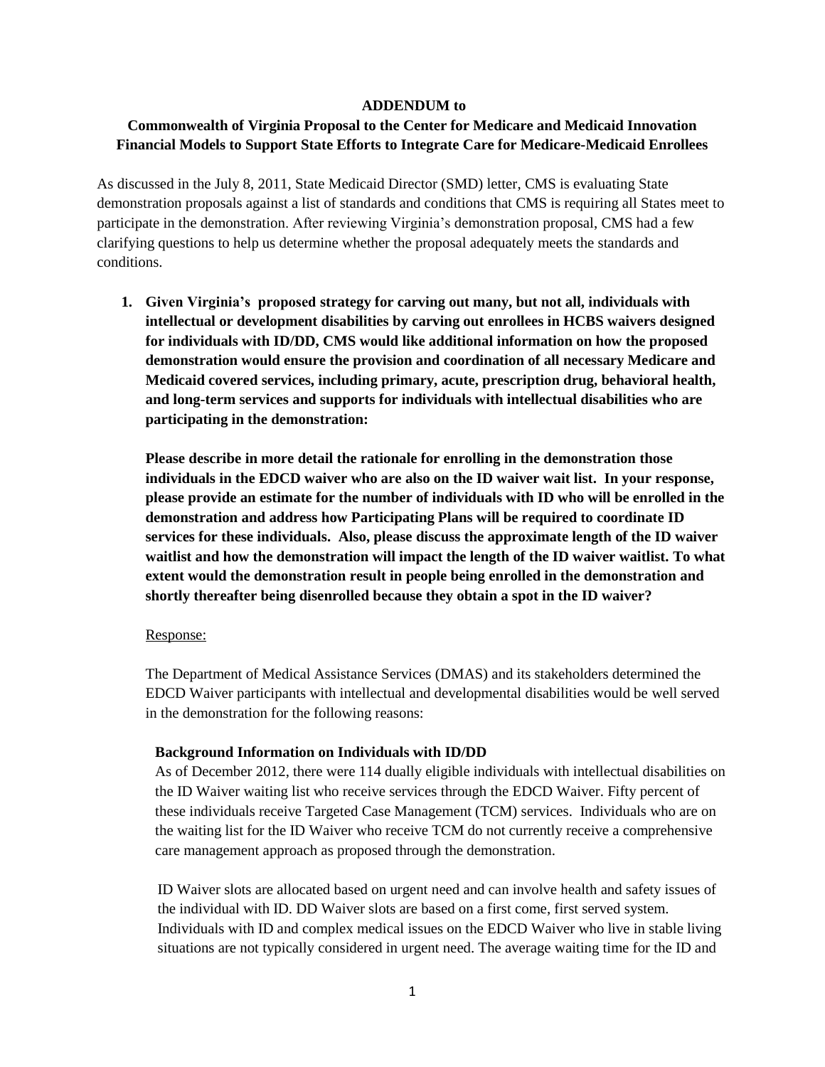**ADDENDUM to**

**Commonwealth of Virginia Proposal to the Center for Medicare and Medicaid Innovation Financial Models to Support State Efforts to Integrate Care for Medicare-Medicaid Enrollees**

As discussed in the July 8, 2011, State Medicaid Director (SMD) letter, CMS is evaluating State demonstration proposals against a list of standards and conditions that CMS is requiring all States meet to participate in the demonstration. After reviewing Virginia's demonstration proposal, CMS had a few clarifying questions to help us determine whether the proposal adequately meets the standards and conditions.

1. **Given Virginia's proposed strategy for carving out many, but not all, individuals with intellectual or development disabilities by carving out enrollees in HCBS waivers designed for individuals with ID/DD, CMS would like additional information on how the proposed demonstration would ensure the provision and coordination of all necessary Medicare and Medicaid covered services, including primary, acute, prescription drug, behavioral health, and long-term services and supports for individuals with intellectual disabilities who are participating in the demonstration:**

   **Please describe in more detail the rationale for enrolling in the demonstration those individuals in the EDCD waiver who are also on the ID waiver wait list. In your response, please provide an estimate for the number of individuals with ID who will be enrolled in the demonstration and address how Participating Plans will be required to coordinate ID services for these individuals. Also, please discuss the approximate length of the ID waiver waitlist and how the demonstration will impact the length of the ID waiver waitlist. To what extent would the demonstration result in people being enrolled in the demonstration and shortly thereafter being disenrolled because they obtain a spot in the ID waiver?**

   Response:

   The Department of Medical Assistance Services (DMAS) and its stakeholders determined the EDCD Waiver participants with intellectual and developmental disabilities would be well served in the demonstration for the following reasons:

   **Background Information on Individuals with ID/DD**

   As of December 2012, there were 114 dually eligible individuals with intellectual disabilities on the ID Waiver waiting list who receive services through the EDCD Waiver. Fifty percent of these individuals receive Targeted Case Management (TCM) services. Individuals who are on the waiting list for the ID Waiver who receive TCM do not currently receive a comprehensive care management approach as proposed through the demonstration.

   ID Waiver slots are allocated based on urgent need and can involve health and safety issues of the individual with ID. DD Waiver slots are based on a first come, first served system. Individuals with ID and complex medical issues on the EDCD Waiver who live in stable living situations are not typically considered in urgent need. The average waiting time for the ID and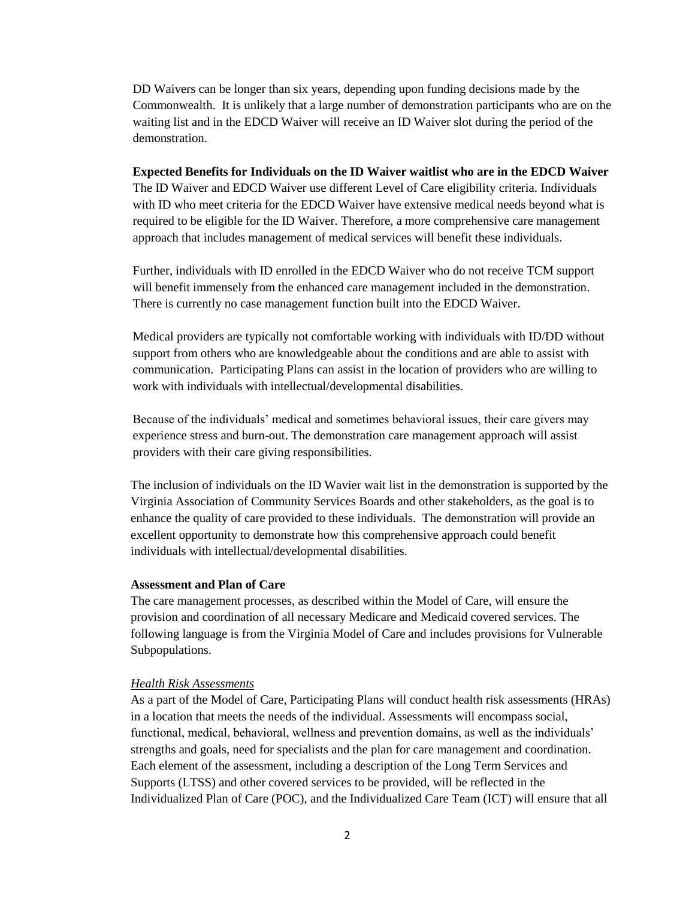DD Waivers can be longer than six years, depending upon funding decisions made by the Commonwealth. It is unlikely that a large number of demonstration participants who are on the waiting list and in the EDCD Waiver will receive an ID Waiver slot during the period of the demonstration.

**Expected Benefits for Individuals on the ID Waiver waitlist who are in the EDCD Waiver**

The ID Waiver and EDCD Waiver use different Level of Care eligibility criteria. Individuals with ID who meet criteria for the EDCD Waiver have extensive medical needs beyond what is required to be eligible for the ID Waiver. Therefore, a more comprehensive care management approach that includes management of medical services will benefit these individuals.

Further, individuals with ID enrolled in the EDCD Waiver who do not receive TCM support will benefit immensely from the enhanced care management included in the demonstration. There is currently no case management function built into the EDCD Waiver.

Medical providers are typically not comfortable working with individuals with ID/DD without support from others who are knowledgeable about the conditions and are able to assist with communication. Participating Plans can assist in the location of providers who are willing to work with individuals with intellectual/developmental disabilities.

Because of the individuals' medical and sometimes behavioral issues, their care givers may experience stress and burn-out. The demonstration care management approach will assist providers with their care giving responsibilities.

The inclusion of individuals on the ID Wavier wait list in the demonstration is supported by the Virginia Association of Community Services Boards and other stakeholders, as the goal is to enhance the quality of care provided to these individuals. The demonstration will provide an excellent opportunity to demonstrate how this comprehensive approach could benefit individuals with intellectual/developmental disabilities.

**Assessment and Plan of Care**

The care management processes, as described within the Model of Care, will ensure the provision and coordination of all necessary Medicare and Medicaid covered services. The following language is from the Virginia Model of Care and includes provisions for Vulnerable Subpopulations.

*Health Risk Assessments*

As a part of the Model of Care, Participating Plans will conduct health risk assessments (HRAs) in a location that meets the needs of the individual. Assessments will encompass social, functional, medical, behavioral, wellness and prevention domains, as well as the individuals' strengths and goals, need for specialists and the plan for care management and coordination. Each element of the assessment, including a description of the Long Term Services and Supports (LTSS) and other covered services to be provided, will be reflected in the Individualized Plan of Care (POC), and the Individualized Care Team (ICT) will ensure that all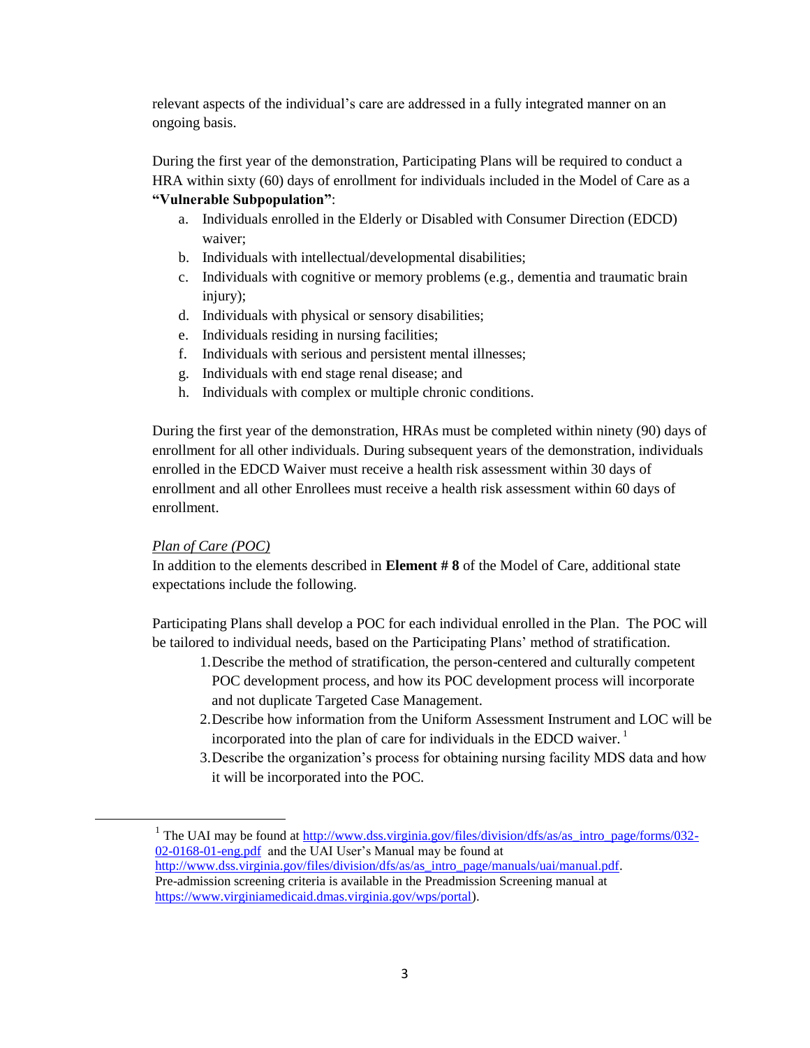relevant aspects of the individual's care are addressed in a fully integrated manner on an ongoing basis.

During the first year of the demonstration, Participating Plans will be required to conduct a HRA within sixty (60) days of enrollment for individuals included in the Model of Care as a **"Vulnerable Subpopulation"**:

a. Individuals enrolled in the Elderly or Disabled with Consumer Direction (EDCD) waiver;
b. Individuals with intellectual/developmental disabilities;
c. Individuals with cognitive or memory problems (e.g., dementia and traumatic brain injury);
d. Individuals with physical or sensory disabilities;
e. Individuals residing in nursing facilities;
f. Individuals with serious and persistent mental illnesses;
g. Individuals with end stage renal disease; and
h. Individuals with complex or multiple chronic conditions.

During the first year of the demonstration, HRAs must be completed within ninety (90) days of enrollment for all other individuals. During subsequent years of the demonstration, individuals enrolled in the EDCD Waiver must receive a health risk assessment within 30 days of enrollment and all other Enrollees must receive a health risk assessment within 60 days of enrollment.

*Plan of Care (POC)*

In addition to the elements described in **Element # 8** of the Model of Care, additional state expectations include the following.

Participating Plans shall develop a POC for each individual enrolled in the Plan. The POC will be tailored to individual needs, based on the Participating Plans' method of stratification.

1. Describe the method of stratification, the person-centered and culturally competent POC development process, and how its POC development process will incorporate and not duplicate Targeted Case Management.
2. Describe how information from the Uniform Assessment Instrument and LOC will be incorporated into the plan of care for individuals in the EDCD waiver. [1]
3. Describe the organization's process for obtaining nursing facility MDS data and how it will be incorporated into the POC.

---

[1] The UAI may be found at http://www.dss.virginia.gov/files/division/dfs/as/as_intro_page/forms/032-02-0168-01-eng.pdf and the UAI User's Manual may be found at http://www.dss.virginia.gov/files/division/dfs/as/as_intro_page/manuals/uai/manual.pdf. Pre-admission screening criteria is available in the Preadmission Screening manual at https://www.virginiamedicaid.dmas.virginia.gov/wps/portal).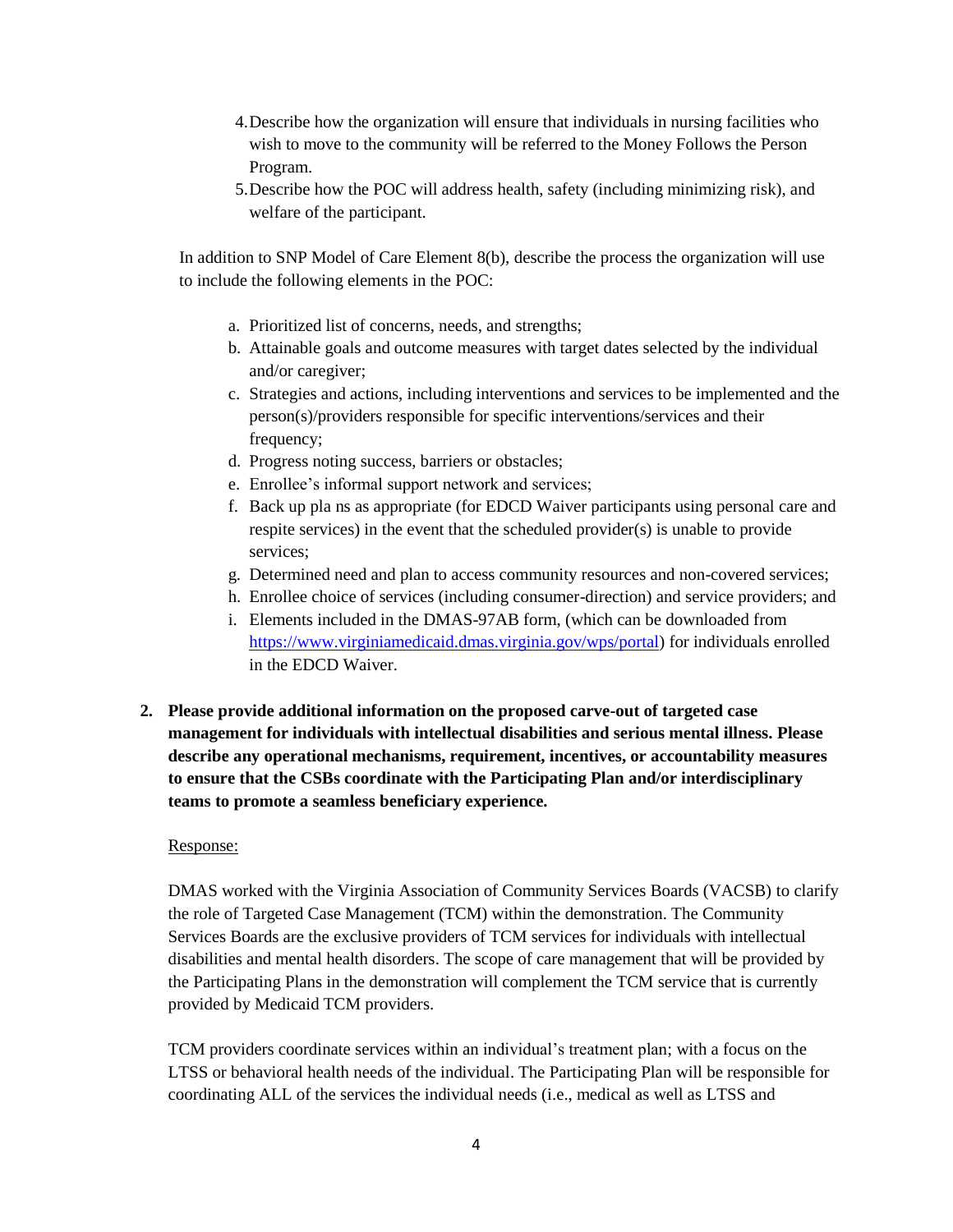4. Describe how the organization will ensure that individuals in nursing facilities who wish to move to the community will be referred to the Money Follows the Person Program.
5. Describe how the POC will address health, safety (including minimizing risk), and welfare of the participant.

In addition to SNP Model of Care Element 8(b), describe the process the organization will use to include the following elements in the POC:

a. Prioritized list of concerns, needs, and strengths;
b. Attainable goals and outcome measures with target dates selected by the individual and/or caregiver;
c. Strategies and actions, including interventions and services to be implemented and the person(s)/providers responsible for specific interventions/services and their frequency;
d. Progress noting success, barriers or obstacles;
e. Enrollee's informal support network and services;
f. Back up pla ns as appropriate (for EDCD Waiver participants using personal care and respite services) in the event that the scheduled provider(s) is unable to provide services;
g. Determined need and plan to access community resources and non-covered services;
h. Enrollee choice of services (including consumer-direction) and service providers; and
i. Elements included in the DMAS-97AB form, (which can be downloaded from https://www.virginiamedicaid.dmas.virginia.gov/wps/portal) for individuals enrolled in the EDCD Waiver.

**2. Please provide additional information on the proposed carve-out of targeted case management for individuals with intellectual disabilities and serious mental illness. Please describe any operational mechanisms, requirement, incentives, or accountability measures to ensure that the CSBs coordinate with the Participating Plan and/or interdisciplinary teams to promote a seamless beneficiary experience.**

Response:

DMAS worked with the Virginia Association of Community Services Boards (VACSB) to clarify the role of Targeted Case Management (TCM) within the demonstration. The Community Services Boards are the exclusive providers of TCM services for individuals with intellectual disabilities and mental health disorders. The scope of care management that will be provided by the Participating Plans in the demonstration will complement the TCM service that is currently provided by Medicaid TCM providers.

TCM providers coordinate services within an individual's treatment plan; with a focus on the LTSS or behavioral health needs of the individual. The Participating Plan will be responsible for coordinating ALL of the services the individual needs (i.e., medical as well as LTSS and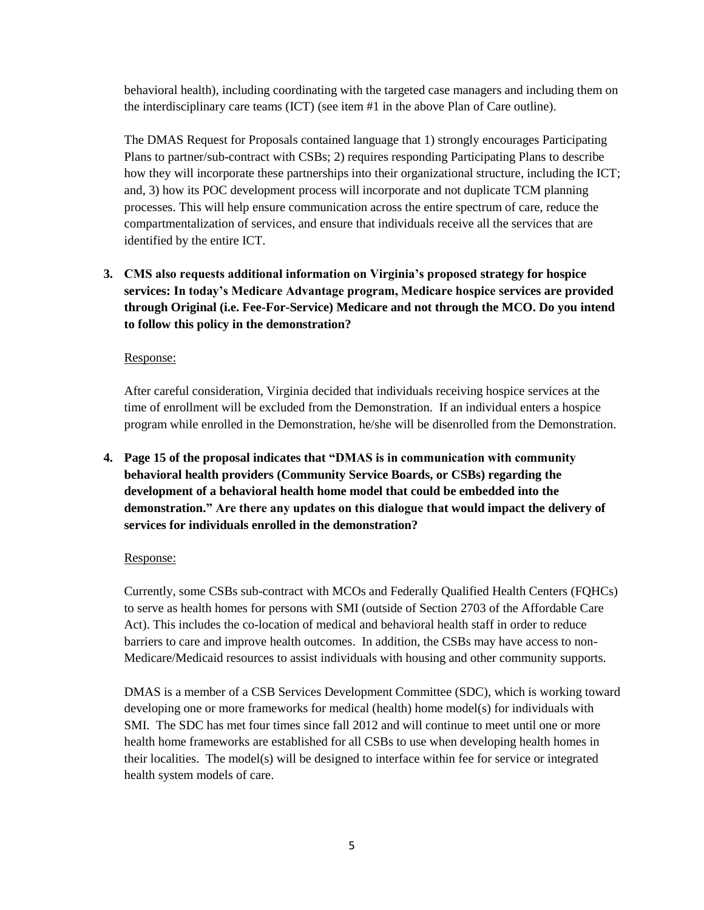behavioral health), including coordinating with the targeted case managers and including them on the interdisciplinary care teams (ICT) (see item #1 in the above Plan of Care outline).

The DMAS Request for Proposals contained language that 1) strongly encourages Participating Plans to partner/sub-contract with CSBs; 2) requires responding Participating Plans to describe how they will incorporate these partnerships into their organizational structure, including the ICT; and, 3) how its POC development process will incorporate and not duplicate TCM planning processes. This will help ensure communication across the entire spectrum of care, reduce the compartmentalization of services, and ensure that individuals receive all the services that are identified by the entire ICT.

**3. CMS also requests additional information on Virginia's proposed strategy for hospice services: In today's Medicare Advantage program, Medicare hospice services are provided through Original (i.e. Fee-For-Service) Medicare and not through the MCO. Do you intend to follow this policy in the demonstration?**

Response:

After careful consideration, Virginia decided that individuals receiving hospice services at the time of enrollment will be excluded from the Demonstration. If an individual enters a hospice program while enrolled in the Demonstration, he/she will be disenrolled from the Demonstration.

**4. Page 15 of the proposal indicates that "DMAS is in communication with community behavioral health providers (Community Service Boards, or CSBs) regarding the development of a behavioral health home model that could be embedded into the demonstration." Are there any updates on this dialogue that would impact the delivery of services for individuals enrolled in the demonstration?**

Response:

Currently, some CSBs sub-contract with MCOs and Federally Qualified Health Centers (FQHCs) to serve as health homes for persons with SMI (outside of Section 2703 of the Affordable Care Act). This includes the co-location of medical and behavioral health staff in order to reduce barriers to care and improve health outcomes. In addition, the CSBs may have access to non-Medicare/Medicaid resources to assist individuals with housing and other community supports.

DMAS is a member of a CSB Services Development Committee (SDC), which is working toward developing one or more frameworks for medical (health) home model(s) for individuals with SMI. The SDC has met four times since fall 2012 and will continue to meet until one or more health home frameworks are established for all CSBs to use when developing health homes in their localities. The model(s) will be designed to interface within fee for service or integrated health system models of care.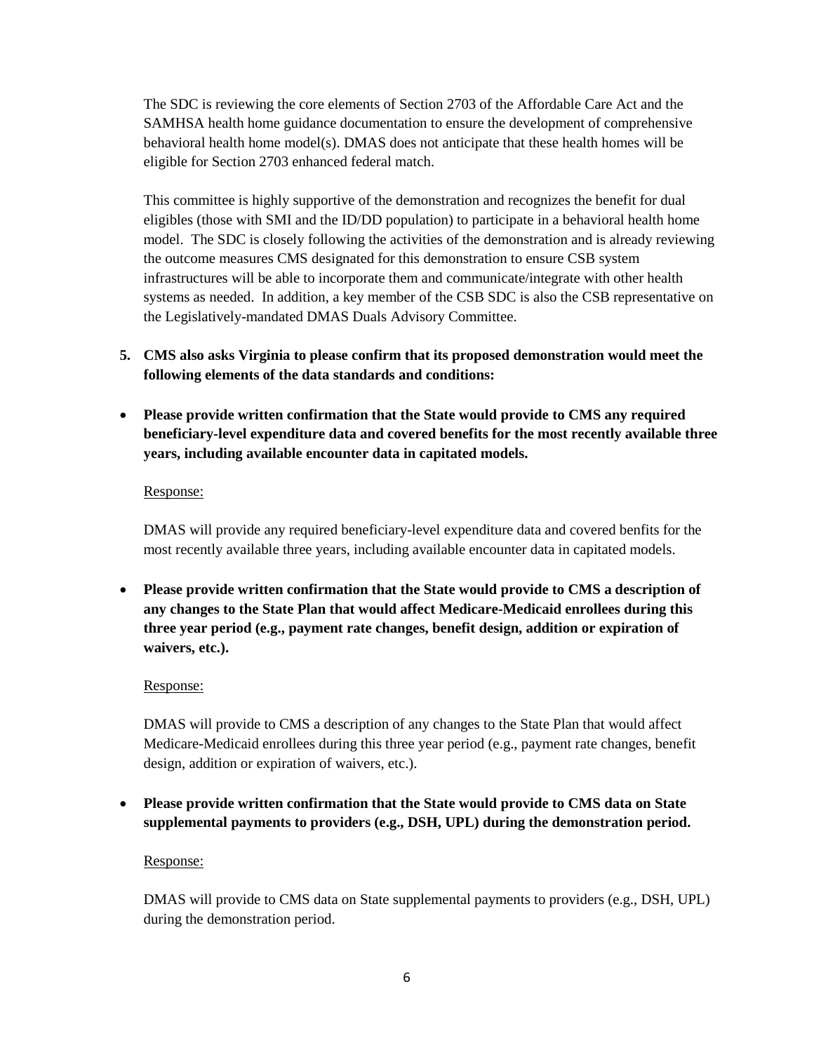The SDC is reviewing the core elements of Section 2703 of the Affordable Care Act and the SAMHSA health home guidance documentation to ensure the development of comprehensive behavioral health home model(s). DMAS does not anticipate that these health homes will be eligible for Section 2703 enhanced federal match.

This committee is highly supportive of the demonstration and recognizes the benefit for dual eligibles (those with SMI and the ID/DD population) to participate in a behavioral health home model. The SDC is closely following the activities of the demonstration and is already reviewing the outcome measures CMS designated for this demonstration to ensure CSB system infrastructures will be able to incorporate them and communicate/integrate with other health systems as needed. In addition, a key member of the CSB SDC is also the CSB representative on the Legislatively-mandated DMAS Duals Advisory Committee.

5. **CMS also asks Virginia to please confirm that its proposed demonstration would meet the following elements of the data standards and conditions:**

- **Please provide written confirmation that the State would provide to CMS any required beneficiary-level expenditure data and covered benefits for the most recently available three years, including available encounter data in capitated models.**

  Response:

  DMAS will provide any required beneficiary-level expenditure data and covered benfits for the most recently available three years, including available encounter data in capitated models.

- **Please provide written confirmation that the State would provide to CMS a description of any changes to the State Plan that would affect Medicare-Medicaid enrollees during this three year period (e.g., payment rate changes, benefit design, addition or expiration of waivers, etc.).**

  Response:

  DMAS will provide to CMS a description of any changes to the State Plan that would affect Medicare-Medicaid enrollees during this three year period (e.g., payment rate changes, benefit design, addition or expiration of waivers, etc.).

- **Please provide written confirmation that the State would provide to CMS data on State supplemental payments to providers (e.g., DSH, UPL) during the demonstration period.**

  Response:

  DMAS will provide to CMS data on State supplemental payments to providers (e.g., DSH, UPL) during the demonstration period.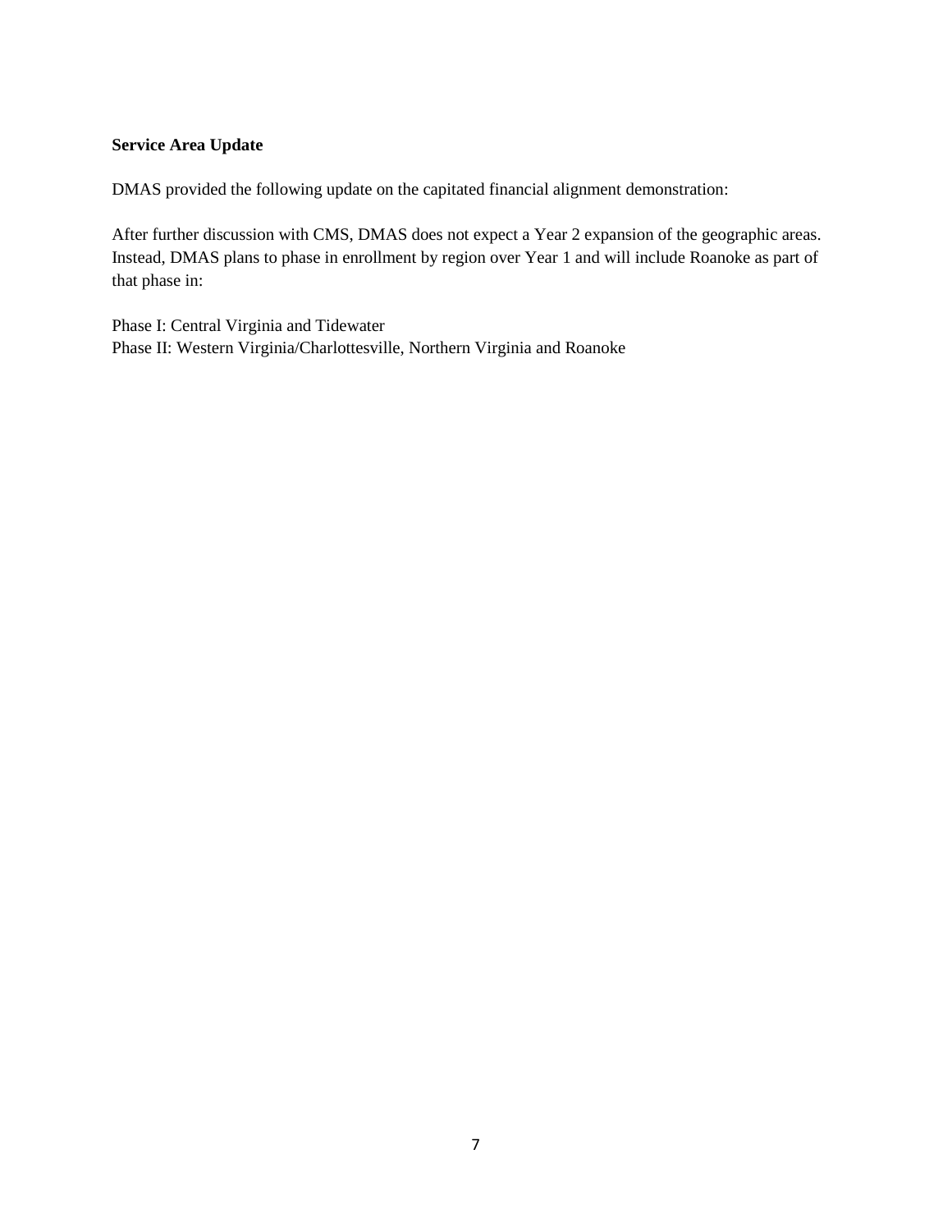**Service Area Update**

DMAS provided the following update on the capitated financial alignment demonstration:

After further discussion with CMS, DMAS does not expect a Year 2 expansion of the geographic areas. Instead, DMAS plans to phase in enrollment by region over Year 1 and will include Roanoke as part of that phase in:

Phase I: Central Virginia and Tidewater
Phase II: Western Virginia/Charlottesville, Northern Virginia and Roanoke